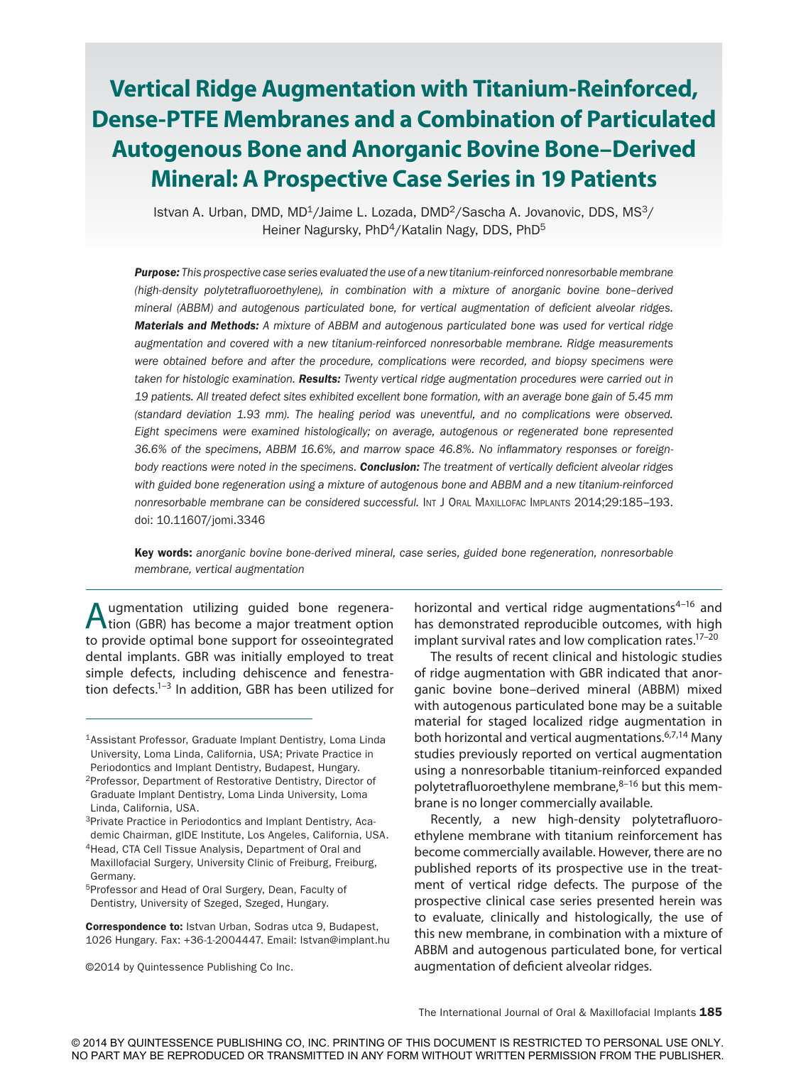# Vertical Ridge Augmentation with Titanium-Reinforced, Dense-PTFE Membranes and a Combination of Particulated Autogenous Bone and Anorganic Bovine Bone–Derived Mineral: A Prospective Case Series in 19 Patients

Istvan A. Urban, DMD, MD[1]/Jaime L. Lozada, DMD[2]/Sascha A. Jovanovic, DDS, MS[3]/ Heiner Nagursky, PhD[4]/Katalin Nagy, DDS, PhD[5]

***Purpose:*** *This prospective case series evaluated the use of a new titanium-reinforced nonresorbable membrane (high-density polytetrafluoroethylene), in combination with a mixture of anorganic bovine bone–derived mineral (ABBM) and autogenous particulated bone, for vertical augmentation of deficient alveolar ridges.* ***Materials and Methods:*** *A mixture of ABBM and autogenous particulated bone was used for vertical ridge augmentation and covered with a new titanium-reinforced nonresorbable membrane. Ridge measurements were obtained before and after the procedure, complications were recorded, and biopsy specimens were taken for histologic examination.* ***Results:*** *Twenty vertical ridge augmentation procedures were carried out in 19 patients. All treated defect sites exhibited excellent bone formation, with an average bone gain of 5.45 mm (standard deviation 1.93 mm). The healing period was uneventful, and no complications were observed. Eight specimens were examined histologically; on average, autogenous or regenerated bone represented 36.6% of the specimens, ABBM 16.6%, and marrow space 46.8%. No inflammatory responses or foreign-body reactions were noted in the specimens.* ***Conclusion:*** *The treatment of vertically deficient alveolar ridges with guided bone regeneration using a mixture of autogenous bone and ABBM and a new titanium-reinforced nonresorbable membrane can be considered successful.* Int J Oral Maxillofac Implants 2014;29:185–193. doi: 10.11607/jomi.3346

**Key words:** *anorganic bovine bone-derived mineral, case series, guided bone regeneration, nonresorbable membrane, vertical augmentation*

Augmentation utilizing guided bone regeneration (GBR) has become a major treatment option to provide optimal bone support for osseointegrated dental implants. GBR was initially employed to treat simple defects, including dehiscence and fenestration defects.[1–3] In addition, GBR has been utilized for horizontal and vertical ridge augmentations[4–16] and has demonstrated reproducible outcomes, with high implant survival rates and low complication rates.[17–20]

The results of recent clinical and histologic studies of ridge augmentation with GBR indicated that anorganic bovine bone–derived mineral (ABBM) mixed with autogenous particulated bone may be a suitable material for staged localized ridge augmentation in both horizontal and vertical augmentations.[6,7,14] Many studies previously reported on vertical augmentation using a nonresorbable titanium-reinforced expanded polytetrafluoroethylene membrane,[8–16] but this membrane is no longer commercially available.

Recently, a new high-density polytetrafluoroethylene membrane with titanium reinforcement has become commercially available. However, there are no published reports of its prospective use in the treatment of vertical ridge defects. The purpose of the prospective clinical case series presented herein was to evaluate, clinically and histologically, the use of this new membrane, in combination with a mixture of ABBM and autogenous particulated bone, for vertical augmentation of deficient alveolar ridges.

[1]Assistant Professor, Graduate Implant Dentistry, Loma Linda University, Loma Linda, California, USA; Private Practice in Periodontics and Implant Dentistry, Budapest, Hungary.
[2]Professor, Department of Restorative Dentistry, Director of Graduate Implant Dentistry, Loma Linda University, Loma Linda, California, USA.
[3]Private Practice in Periodontics and Implant Dentistry, Academic Chairman, gIDE Institute, Los Angeles, California, USA.
[4]Head, CTA Cell Tissue Analysis, Department of Oral and Maxillofacial Surgery, University Clinic of Freiburg, Freiburg, Germany.
[5]Professor and Head of Oral Surgery, Dean, Faculty of Dentistry, University of Szeged, Szeged, Hungary.

**Correspondence to:** Istvan Urban, Sodras utca 9, Budapest, 1026 Hungary. Fax: +36-1-2004447. Email: Istvan@implant.hu

©2014 by Quintessence Publishing Co Inc.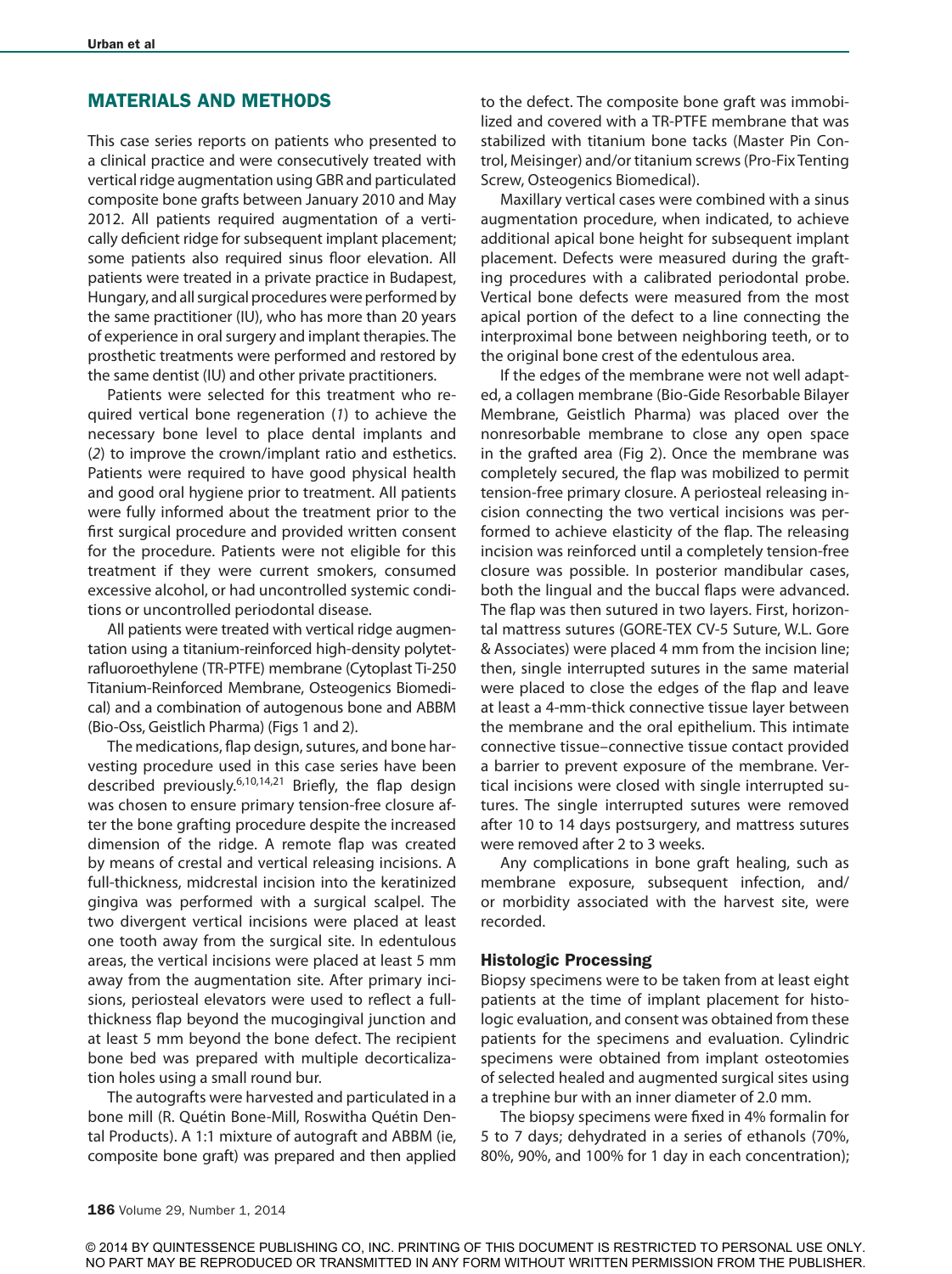## MATERIALS AND METHODS

This case series reports on patients who presented to a clinical practice and were consecutively treated with vertical ridge augmentation using GBR and particulated composite bone grafts between January 2010 and May 2012. All patients required augmentation of a vertically deficient ridge for subsequent implant placement; some patients also required sinus floor elevation. All patients were treated in a private practice in Budapest, Hungary, and all surgical procedures were performed by the same practitioner (IU), who has more than 20 years of experience in oral surgery and implant therapies. The prosthetic treatments were performed and restored by the same dentist (IU) and other private practitioners.

Patients were selected for this treatment who required vertical bone regeneration (*1*) to achieve the necessary bone level to place dental implants and (*2*) to improve the crown/implant ratio and esthetics. Patients were required to have good physical health and good oral hygiene prior to treatment. All patients were fully informed about the treatment prior to the first surgical procedure and provided written consent for the procedure. Patients were not eligible for this treatment if they were current smokers, consumed excessive alcohol, or had uncontrolled systemic conditions or uncontrolled periodontal disease.

All patients were treated with vertical ridge augmentation using a titanium-reinforced high-density polytetrafluoroethylene (TR-PTFE) membrane (Cytoplast Ti-250 Titanium-Reinforced Membrane, Osteogenics Biomedical) and a combination of autogenous bone and ABBM (Bio-Oss, Geistlich Pharma) (Figs 1 and 2).

The medications, flap design, sutures, and bone harvesting procedure used in this case series have been described previously.[6,10,14,21] Briefly, the flap design was chosen to ensure primary tension-free closure after the bone grafting procedure despite the increased dimension of the ridge. A remote flap was created by means of crestal and vertical releasing incisions. A full-thickness, midcrestal incision into the keratinized gingiva was performed with a surgical scalpel. The two divergent vertical incisions were placed at least one tooth away from the surgical site. In edentulous areas, the vertical incisions were placed at least 5 mm away from the augmentation site. After primary incisions, periosteal elevators were used to reflect a full-thickness flap beyond the mucogingival junction and at least 5 mm beyond the bone defect. The recipient bone bed was prepared with multiple decorticalization holes using a small round bur.

The autografts were harvested and particulated in a bone mill (R. Quétin Bone-Mill, Roswitha Quétin Dental Products). A 1:1 mixture of autograft and ABBM (ie, composite bone graft) was prepared and then applied to the defect. The composite bone graft was immobilized and covered with a TR-PTFE membrane that was stabilized with titanium bone tacks (Master Pin Control, Meisinger) and/or titanium screws (Pro-Fix Tenting Screw, Osteogenics Biomedical).

Maxillary vertical cases were combined with a sinus augmentation procedure, when indicated, to achieve additional apical bone height for subsequent implant placement. Defects were measured during the grafting procedures with a calibrated periodontal probe. Vertical bone defects were measured from the most apical portion of the defect to a line connecting the interproximal bone between neighboring teeth, or to the original bone crest of the edentulous area.

If the edges of the membrane were not well adapted, a collagen membrane (Bio-Gide Resorbable Bilayer Membrane, Geistlich Pharma) was placed over the nonresorbable membrane to close any open space in the grafted area (Fig 2). Once the membrane was completely secured, the flap was mobilized to permit tension-free primary closure. A periosteal releasing incision connecting the two vertical incisions was performed to achieve elasticity of the flap. The releasing incision was reinforced until a completely tension-free closure was possible. In posterior mandibular cases, both the lingual and the buccal flaps were advanced. The flap was then sutured in two layers. First, horizontal mattress sutures (GORE-TEX CV-5 Suture, W.L. Gore & Associates) were placed 4 mm from the incision line; then, single interrupted sutures in the same material were placed to close the edges of the flap and leave at least a 4-mm-thick connective tissue layer between the membrane and the oral epithelium. This intimate connective tissue–connective tissue contact provided a barrier to prevent exposure of the membrane. Vertical incisions were closed with single interrupted sutures. The single interrupted sutures were removed after 10 to 14 days postsurgery, and mattress sutures were removed after 2 to 3 weeks.

Any complications in bone graft healing, such as membrane exposure, subsequent infection, and/or morbidity associated with the harvest site, were recorded.

### Histologic Processing

Biopsy specimens were to be taken from at least eight patients at the time of implant placement for histologic evaluation, and consent was obtained from these patients for the specimens and evaluation. Cylindric specimens were obtained from implant osteotomies of selected healed and augmented surgical sites using a trephine bur with an inner diameter of 2.0 mm.

The biopsy specimens were fixed in 4% formalin for 5 to 7 days; dehydrated in a series of ethanols (70%, 80%, 90%, and 100% for 1 day in each concentration);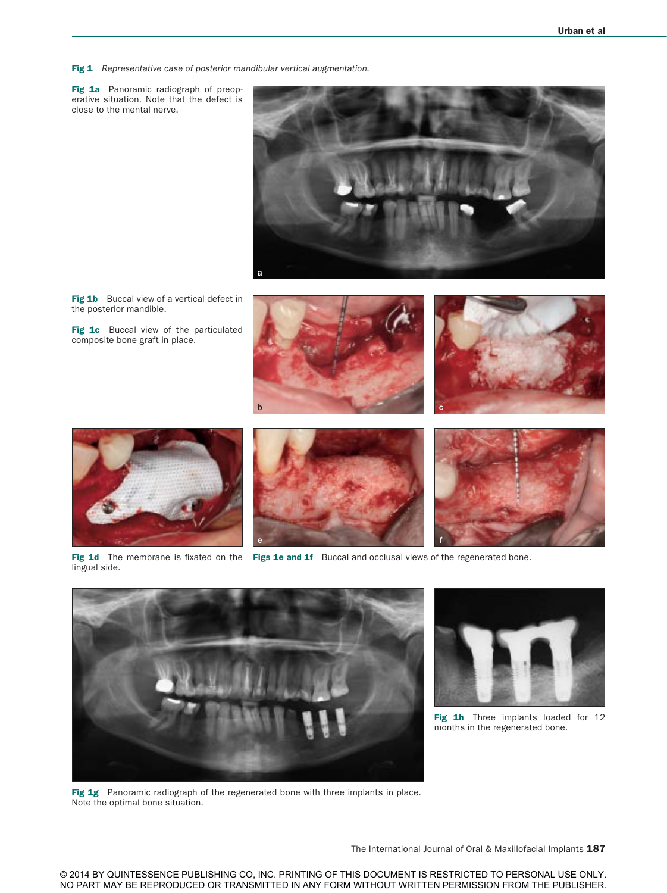**Fig 1** *Representative case of posterior mandibular vertical augmentation.*

**Fig 1a** Panoramic radiograph of preoperative situation. Note that the defect is close to the mental nerve.

**Fig 1b** Buccal view of a vertical defect in the posterior mandible.

**Fig 1c** Buccal view of the particulated composite bone graft in place.

**Fig 1d** The membrane is fixated on the lingual side.

**Figs 1e and 1f** Buccal and occlusal views of the regenerated bone.

**Fig 1g** Panoramic radiograph of the regenerated bone with three implants in place. Note the optimal bone situation.

**Fig 1h** Three implants loaded for 12 months in the regenerated bone.

© 2014 BY QUINTESSENCE PUBLISHING CO, INC. PRINTING OF THIS DOCUMENT IS RESTRICTED TO PERSONAL USE ONLY. NO PART MAY BE REPRODUCED OR TRANSMITTED IN ANY FORM WITHOUT WRITTEN PERMISSION FROM THE PUBLISHER.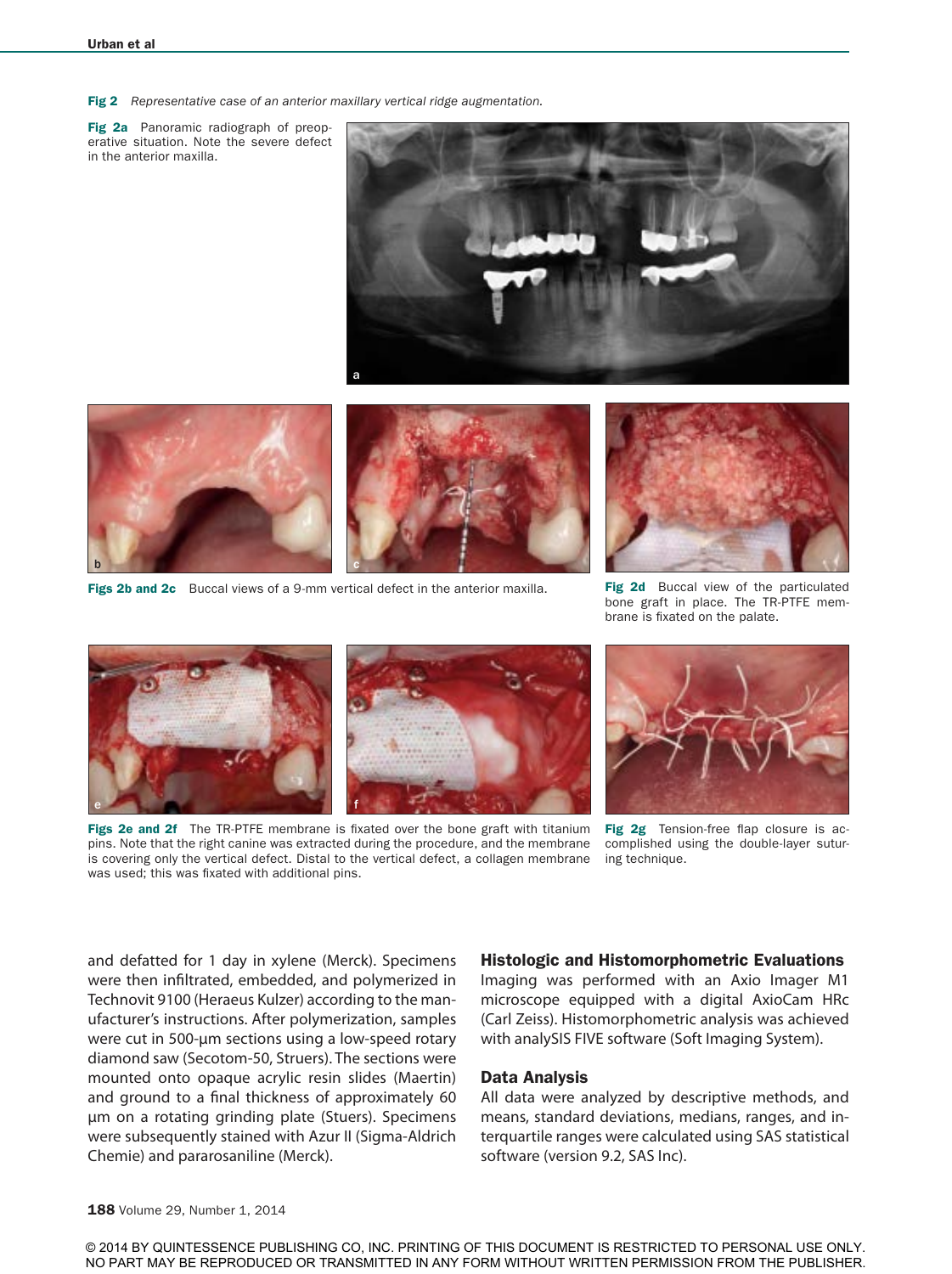**Fig 2** *Representative case of an anterior maxillary vertical ridge augmentation.*

**Fig 2a** Panoramic radiograph of preoperative situation. Note the severe defect in the anterior maxilla.

**Figs 2b and 2c** Buccal views of a 9-mm vertical defect in the anterior maxilla.

**Fig 2d** Buccal view of the particulated bone graft in place. The TR-PTFE membrane is fixated on the palate.

**Figs 2e and 2f** The TR-PTFE membrane is fixated over the bone graft with titanium pins. Note that the right canine was extracted during the procedure, and the membrane is covering only the vertical defect. Distal to the vertical defect, a collagen membrane was used; this was fixated with additional pins.

**Fig 2g** Tension-free flap closure is accomplished using the double-layer suturing technique.

and defatted for 1 day in xylene (Merck). Specimens were then infiltrated, embedded, and polymerized in Technovit 9100 (Heraeus Kulzer) according to the manufacturer's instructions. After polymerization, samples were cut in 500-µm sections using a low-speed rotary diamond saw (Secotom-50, Struers). The sections were mounted onto opaque acrylic resin slides (Maertin) and ground to a final thickness of approximately 60 µm on a rotating grinding plate (Stuers). Specimens were subsequently stained with Azur II (Sigma-Aldrich Chemie) and pararosaniline (Merck).

### Histologic and Histomorphometric Evaluations

Imaging was performed with an Axio Imager M1 microscope equipped with a digital AxioCam HRc (Carl Zeiss). Histomorphometric analysis was achieved with analySIS FIVE software (Soft Imaging System).

### Data Analysis

All data were analyzed by descriptive methods, and means, standard deviations, medians, ranges, and interquartile ranges were calculated using SAS statistical software (version 9.2, SAS Inc).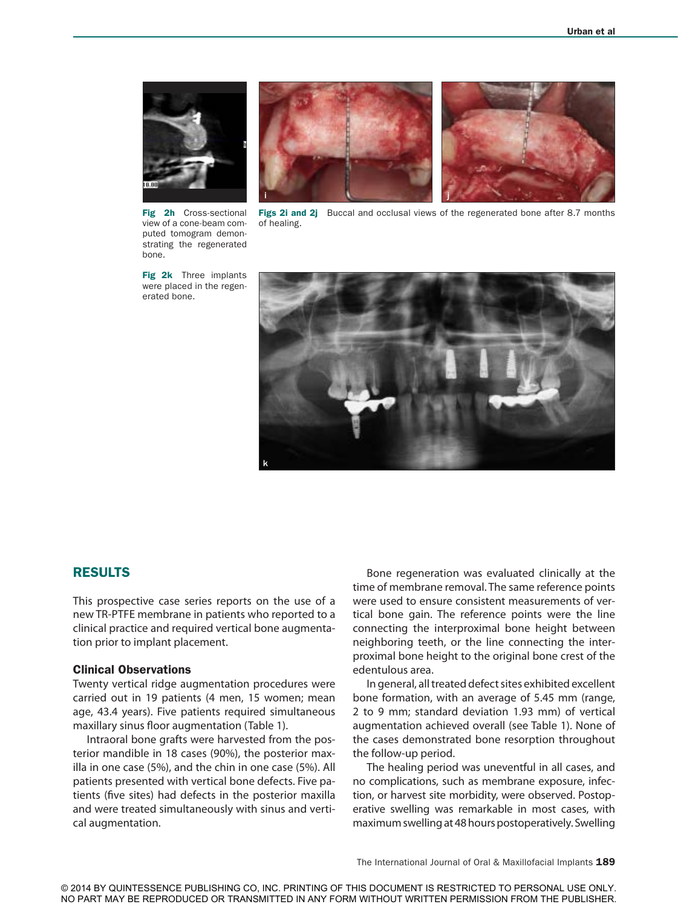Fig 2h Cross-sectional view of a cone-beam computed tomogram demonstrating the regenerated bone.

Figs 2i and 2j Buccal and occlusal views of the regenerated bone after 8.7 months of healing.

Fig 2k Three implants were placed in the regenerated bone.

## RESULTS

This prospective case series reports on the use of a new TR-PTFE membrane in patients who reported to a clinical practice and required vertical bone augmentation prior to implant placement.

### Clinical Observations

Twenty vertical ridge augmentation procedures were carried out in 19 patients (4 men, 15 women; mean age, 43.4 years). Five patients required simultaneous maxillary sinus floor augmentation (Table 1).

Intraoral bone grafts were harvested from the posterior mandible in 18 cases (90%), the posterior maxilla in one case (5%), and the chin in one case (5%). All patients presented with vertical bone defects. Five patients (five sites) had defects in the posterior maxilla and were treated simultaneously with sinus and vertical augmentation.

Bone regeneration was evaluated clinically at the time of membrane removal. The same reference points were used to ensure consistent measurements of vertical bone gain. The reference points were the line connecting the interproximal bone height between neighboring teeth, or the line connecting the interproximal bone height to the original bone crest of the edentulous area.

In general, all treated defect sites exhibited excellent bone formation, with an average of 5.45 mm (range, 2 to 9 mm; standard deviation 1.93 mm) of vertical augmentation achieved overall (see Table 1). None of the cases demonstrated bone resorption throughout the follow-up period.

The healing period was uneventful in all cases, and no complications, such as membrane exposure, infection, or harvest site morbidity, were observed. Postoperative swelling was remarkable in most cases, with maximum swelling at 48 hours postoperatively. Swelling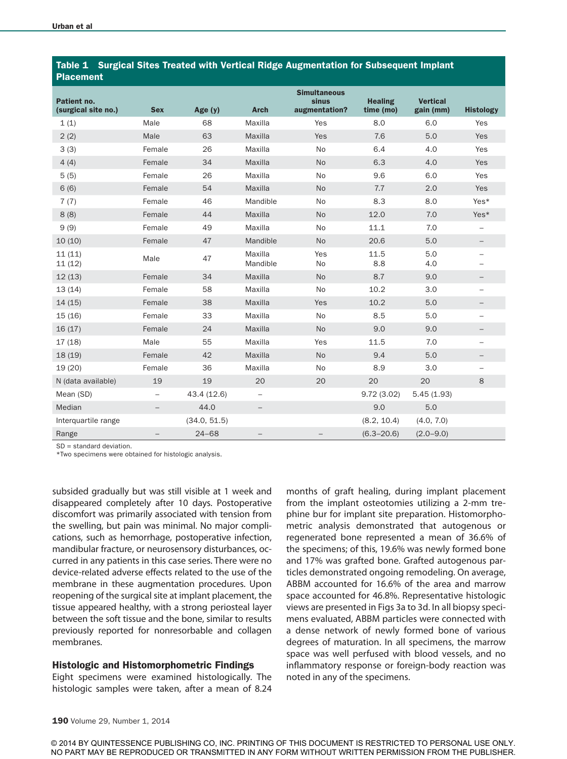**Table 1 Surgical Sites Treated with Vertical Ridge Augmentation for Subsequent Implant Placement**

| Patient no. (surgical site no.) | Sex | Age (y) | Arch | Simultaneous sinus augmentation? | Healing time (mo) | Vertical gain (mm) | Histology |
|---|---|---|---|---|---|---|---|
| 1 (1) | Male | 68 | Maxilla | Yes | 8.0 | 6.0 | Yes |
| 2 (2) | Male | 63 | Maxilla | Yes | 7.6 | 5.0 | Yes |
| 3 (3) | Female | 26 | Maxilla | No | 6.4 | 4.0 | Yes |
| 4 (4) | Female | 34 | Maxilla | No | 6.3 | 4.0 | Yes |
| 5 (5) | Female | 26 | Maxilla | No | 9.6 | 6.0 | Yes |
| 6 (6) | Female | 54 | Maxilla | No | 7.7 | 2.0 | Yes |
| 7 (7) | Female | 46 | Mandible | No | 8.3 | 8.0 | Yes* |
| 8 (8) | Female | 44 | Maxilla | No | 12.0 | 7.0 | Yes* |
| 9 (9) | Female | 49 | Maxilla | No | 11.1 | 7.0 | – |
| 10 (10) | Female | 47 | Mandible | No | 20.6 | 5.0 | – |
| 11 (11) | Male | 47 | Maxilla | Yes | 11.5 | 5.0 | – |
| 11 (12) | | | Mandible | No | 8.8 | 4.0 | – |
| 12 (13) | Female | 34 | Maxilla | No | 8.7 | 9.0 | – |
| 13 (14) | Female | 58 | Maxilla | No | 10.2 | 3.0 | – |
| 14 (15) | Female | 38 | Maxilla | Yes | 10.2 | 5.0 | – |
| 15 (16) | Female | 33 | Maxilla | No | 8.5 | 5.0 | – |
| 16 (17) | Female | 24 | Maxilla | No | 9.0 | 9.0 | – |
| 17 (18) | Male | 55 | Maxilla | Yes | 11.5 | 7.0 | – |
| 18 (19) | Female | 42 | Maxilla | No | 9.4 | 5.0 | – |
| 19 (20) | Female | 36 | Maxilla | No | 8.9 | 3.0 | – |
| N (data available) | 19 | 19 | 20 | 20 | 20 | 20 | 8 |
| Mean (SD) | – | 43.4 (12.6) | – | | 9.72 (3.02) | 5.45 (1.93) | |
| Median | – | 44.0 | – | | 9.0 | 5.0 | |
| Interquartile range | | (34.0, 51.5) | | | (8.2, 10.4) | (4.0, 7.0) | |
| Range | – | 24–68 | – | – | (6.3–20.6) | (2.0–9.0) | |

SD = standard deviation.
*Two specimens were obtained for histologic analysis.

subsided gradually but was still visible at 1 week and disappeared completely after 10 days. Postoperative discomfort was primarily associated with tension from the swelling, but pain was minimal. No major complications, such as hemorrhage, postoperative infection, mandibular fracture, or neurosensory disturbances, occurred in any patients in this case series. There were no device-related adverse effects related to the use of the membrane in these augmentation procedures. Upon reopening of the surgical site at implant placement, the tissue appeared healthy, with a strong periosteal layer between the soft tissue and the bone, similar to results previously reported for nonresorbable and collagen membranes.

### Histologic and Histomorphometric Findings

Eight specimens were examined histologically. The histologic samples were taken, after a mean of 8.24 months of graft healing, during implant placement from the implant osteotomies utilizing a 2-mm trephine bur for implant site preparation. Histomorphometric analysis demonstrated that autogenous or regenerated bone represented a mean of 36.6% of the specimens; of this, 19.6% was newly formed bone and 17% was grafted bone. Grafted autogenous particles demonstrated ongoing remodeling. On average, ABBM accounted for 16.6% of the area and marrow space accounted for 46.8%. Representative histologic views are presented in Figs 3a to 3d. In all biopsy specimens evaluated, ABBM particles were connected with a dense network of newly formed bone of various degrees of maturation. In all specimens, the marrow space was well perfused with blood vessels, and no inflammatory response or foreign-body reaction was noted in any of the specimens.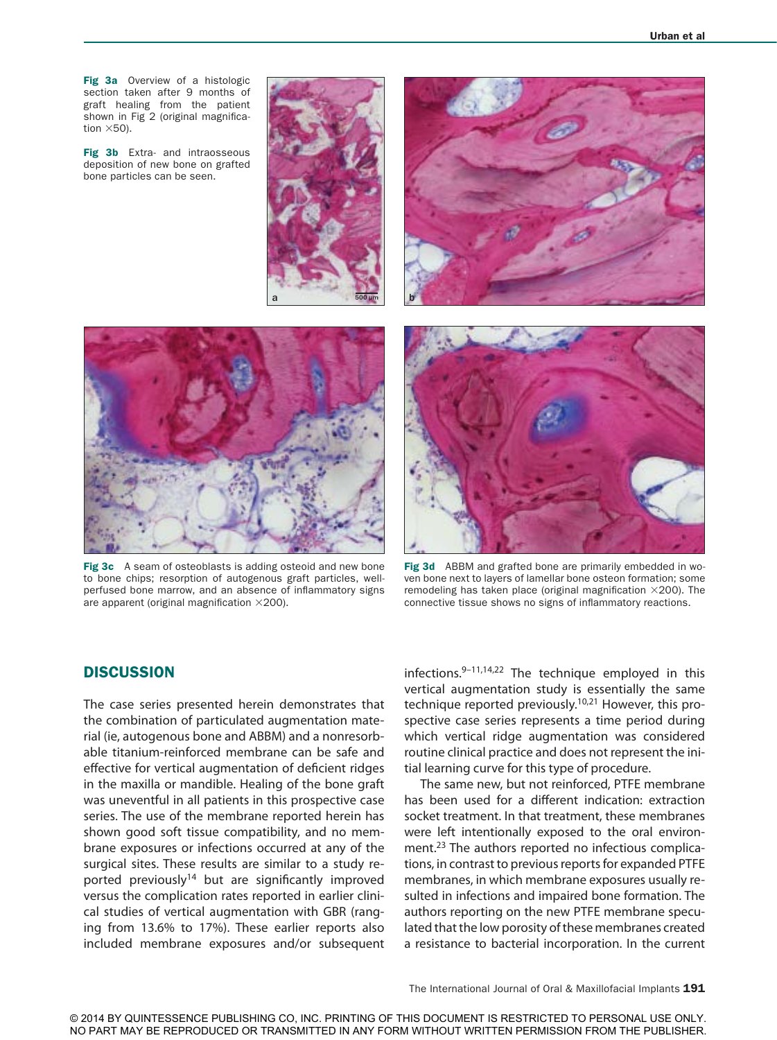**Fig 3a** Overview of a histologic section taken after 9 months of graft healing from the patient shown in Fig 2 (original magnification ×50).

**Fig 3b** Extra- and intraosseous deposition of new bone on grafted bone particles can be seen.

**Fig 3c** A seam of osteoblasts is adding osteoid and new bone to bone chips; resorption of autogenous graft particles, well-perfused bone marrow, and an absence of inflammatory signs are apparent (original magnification ×200).

**Fig 3d** ABBM and grafted bone are primarily embedded in woven bone next to layers of lamellar bone osteon formation; some remodeling has taken place (original magnification ×200). The connective tissue shows no signs of inflammatory reactions.

## DISCUSSION

The case series presented herein demonstrates that the combination of particulated augmentation material (ie, autogenous bone and ABBM) and a nonresorbable titanium-reinforced membrane can be safe and effective for vertical augmentation of deficient ridges in the maxilla or mandible. Healing of the bone graft was uneventful in all patients in this prospective case series. The use of the membrane reported herein has shown good soft tissue compatibility, and no membrane exposures or infections occurred at any of the surgical sites. These results are similar to a study reported previously[14] but are significantly improved versus the complication rates reported in earlier clinical studies of vertical augmentation with GBR (ranging from 13.6% to 17%). These earlier reports also included membrane exposures and/or subsequent infections.[9–11,14,22] The technique employed in this vertical augmentation study is essentially the same technique reported previously.[10,21] However, this prospective case series represents a time period during which vertical ridge augmentation was considered routine clinical practice and does not represent the initial learning curve for this type of procedure.

The same new, but not reinforced, PTFE membrane has been used for a different indication: extraction socket treatment. In that treatment, these membranes were left intentionally exposed to the oral environment.[23] The authors reported no infectious complications, in contrast to previous reports for expanded PTFE membranes, in which membrane exposures usually resulted in infections and impaired bone formation. The authors reporting on the new PTFE membrane speculated that the low porosity of these membranes created a resistance to bacterial incorporation. In the current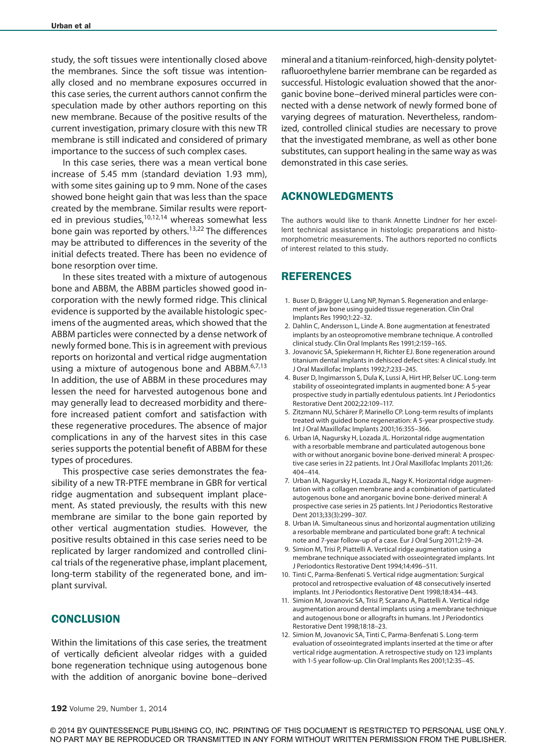study, the soft tissues were intentionally closed above the membranes. Since the soft tissue was intentionally closed and no membrane exposures occurred in this case series, the current authors cannot confirm the speculation made by other authors reporting on this new membrane. Because of the positive results of the current investigation, primary closure with this new TR membrane is still indicated and considered of primary importance to the success of such complex cases.

In this case series, there was a mean vertical bone increase of 5.45 mm (standard deviation 1.93 mm), with some sites gaining up to 9 mm. None of the cases showed bone height gain that was less than the space created by the membrane. Similar results were reported in previous studies,[10,12,14] whereas somewhat less bone gain was reported by others.[13,22] The differences may be attributed to differences in the severity of the initial defects treated. There has been no evidence of bone resorption over time.

In these sites treated with a mixture of autogenous bone and ABBM, the ABBM particles showed good incorporation with the newly formed ridge. This clinical evidence is supported by the available histologic specimens of the augmented areas, which showed that the ABBM particles were connected by a dense network of newly formed bone. This is in agreement with previous reports on horizontal and vertical ridge augmentation using a mixture of autogenous bone and ABBM.[6,7,13] In addition, the use of ABBM in these procedures may lessen the need for harvested autogenous bone and may generally lead to decreased morbidity and therefore increased patient comfort and satisfaction with these regenerative procedures. The absence of major complications in any of the harvest sites in this case series supports the potential benefit of ABBM for these types of procedures.

This prospective case series demonstrates the feasibility of a new TR-PTFE membrane in GBR for vertical ridge augmentation and subsequent implant placement. As stated previously, the results with this new membrane are similar to the bone gain reported by other vertical augmentation studies. However, the positive results obtained in this case series need to be replicated by larger randomized and controlled clinical trials of the regenerative phase, implant placement, long-term stability of the regenerated bone, and implant survival.

## CONCLUSION

Within the limitations of this case series, the treatment of vertically deficient alveolar ridges with a guided bone regeneration technique using autogenous bone with the addition of anorganic bovine bone–derived mineral and a titanium-reinforced, high-density polytetrafluoroethylene barrier membrane can be regarded as successful. Histologic evaluation showed that the anorganic bovine bone–derived mineral particles were connected with a dense network of newly formed bone of varying degrees of maturation. Nevertheless, randomized, controlled clinical studies are necessary to prove that the investigated membrane, as well as other bone substitutes, can support healing in the same way as was demonstrated in this case series.

## ACKNOWLEDGMENTS

The authors would like to thank Annette Lindner for her excellent technical assistance in histologic preparations and histomorphometric measurements. The authors reported no conflicts of interest related to this study.

## REFERENCES

1. Buser D, Brägger U, Lang NP, Nyman S. Regeneration and enlargement of jaw bone using guided tissue regeneration. Clin Oral Implants Res 1990;1:22–32.
2. Dahlin C, Andersson L, Linde A. Bone augmentation at fenestrated implants by an osteopromotive membrane technique. A controlled clinical study. Clin Oral Implants Res 1991;2:159–165.
3. Jovanovic SA, Spiekermann H, Richter EJ. Bone regeneration around titanium dental implants in dehisced defect sites: A clinical study. Int J Oral Maxillofac Implants 1992;7:233–245.
4. Buser D, Ingimarsson S, Dula K, Lussi A, Hirt HP, Belser UC. Long-term stability of osseointegrated implants in augmented bone: A 5-year prospective study in partially edentulous patients. Int J Periodontics Restorative Dent 2002;22:109–117.
5. Zitzmann NU, Schärer P, Marinello CP. Long-term results of implants treated with guided bone regeneration: A 5-year prospective study. Int J Oral Maxillofac Implants 2001;16:355–366.
6. Urban IA, Nagursky H, Lozada JL. Horizontal ridge augmentation with a resorbable membrane and particulated autogenous bone with or without anorganic bovine bone-derived mineral: A prospective case series in 22 patients. Int J Oral Maxillofac Implants 2011;26:404–414.
7. Urban IA, Nagursky H, Lozada JL, Nagy K. Horizontal ridge augmentation with a collagen membrane and a combination of particulated autogenous bone and anorganic bovine bone-derived mineral: A prospective case series in 25 patients. Int J Periodontics Restorative Dent 2013;33(3):299–307.
8. Urban IA. Simultaneous sinus and horizontal augmentation utilizing a resorbable membrane and particulated bone graft: A technical note and 7-year follow-up of a case. Eur J Oral Surg 2011;2:19–24.
9. Simion M, Trisi P, Piattelli A. Vertical ridge augmentation using a membrane technique associated with osseointegrated implants. Int J Periodontics Restorative Dent 1994;14:496–511.
10. Tinti C, Parma-Benfenati S. Vertical ridge augmentation: Surgical protocol and retrospective evaluation of 48 consecutively inserted implants. Int J Periodontics Restorative Dent 1998;18:434–443.
11. Simion M, Jovanovic SA, Trisi P, Scarano A, Piattelli A. Vertical ridge augmentation around dental implants using a membrane technique and autogenous bone or allografts in humans. Int J Periodontics Restorative Dent 1998;18:18–23.
12. Simion M, Jovanovic SA, Tinti C, Parma-Benfenati S. Long-term evaluation of osseointegrated implants inserted at the time or after vertical ridge augmentation. A retrospective study on 123 implants with 1-5 year follow-up. Clin Oral Implants Res 2001;12:35–45.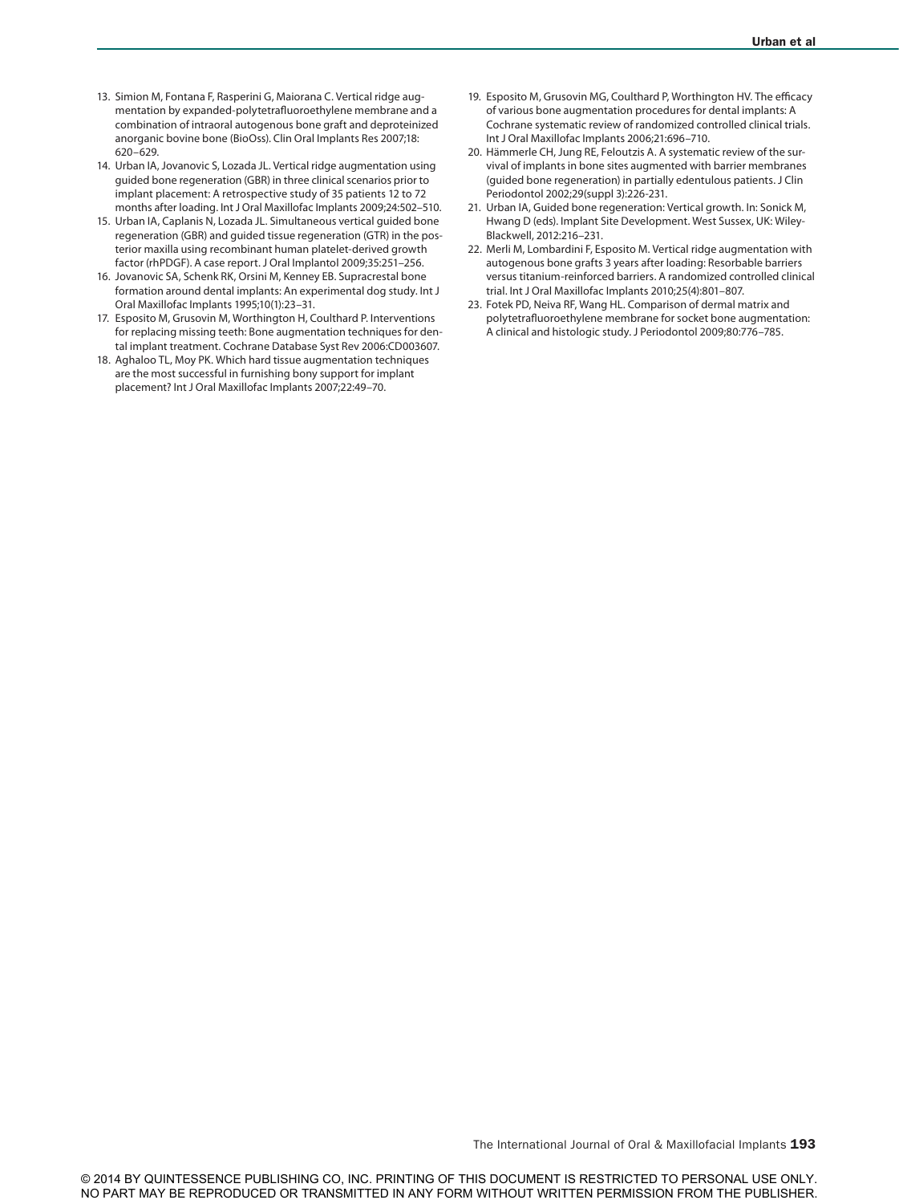13. Simion M, Fontana F, Rasperini G, Maiorana C. Vertical ridge augmentation by expanded-polytetrafluoroethylene membrane and a combination of intraoral autogenous bone graft and deproteinized anorganic bovine bone (BioOss). Clin Oral Implants Res 2007;18: 620–629.
14. Urban IA, Jovanovic S, Lozada JL. Vertical ridge augmentation using guided bone regeneration (GBR) in three clinical scenarios prior to implant placement: A retrospective study of 35 patients 12 to 72 months after loading. Int J Oral Maxillofac Implants 2009;24:502–510.
15. Urban IA, Caplanis N, Lozada JL. Simultaneous vertical guided bone regeneration (GBR) and guided tissue regeneration (GTR) in the posterior maxilla using recombinant human platelet-derived growth factor (rhPDGF). A case report. J Oral Implantol 2009;35:251–256.
16. Jovanovic SA, Schenk RK, Orsini M, Kenney EB. Supracrestal bone formation around dental implants: An experimental dog study. Int J Oral Maxillofac Implants 1995;10(1):23–31.
17. Esposito M, Grusovin M, Worthington H, Coulthard P. Interventions for replacing missing teeth: Bone augmentation techniques for dental implant treatment. Cochrane Database Syst Rev 2006:CD003607.
18. Aghaloo TL, Moy PK. Which hard tissue augmentation techniques are the most successful in furnishing bony support for implant placement? Int J Oral Maxillofac Implants 2007;22:49–70.
19. Esposito M, Grusovin MG, Coulthard P, Worthington HV. The efficacy of various bone augmentation procedures for dental implants: A Cochrane systematic review of randomized controlled clinical trials. Int J Oral Maxillofac Implants 2006;21:696–710.
20. Hämmerle CH, Jung RE, Feloutzis A. A systematic review of the survival of implants in bone sites augmented with barrier membranes (guided bone regeneration) in partially edentulous patients. J Clin Periodontol 2002;29(suppl 3):226-231.
21. Urban IA, Guided bone regeneration: Vertical growth. In: Sonick M, Hwang D (eds). Implant Site Development. West Sussex, UK: Wiley-Blackwell, 2012:216–231.
22. Merli M, Lombardini F, Esposito M. Vertical ridge augmentation with autogenous bone grafts 3 years after loading: Resorbable barriers versus titanium-reinforced barriers. A randomized controlled clinical trial. Int J Oral Maxillofac Implants 2010;25(4):801–807.
23. Fotek PD, Neiva RF, Wang HL. Comparison of dermal matrix and polytetrafluoroethylene membrane for socket bone augmentation: A clinical and histologic study. J Periodontol 2009;80:776–785.

© 2014 BY QUINTESSENCE PUBLISHING CO, INC. PRINTING OF THIS DOCUMENT IS RESTRICTED TO PERSONAL USE ONLY. NO PART MAY BE REPRODUCED OR TRANSMITTED IN ANY FORM WITHOUT WRITTEN PERMISSION FROM THE PUBLISHER.